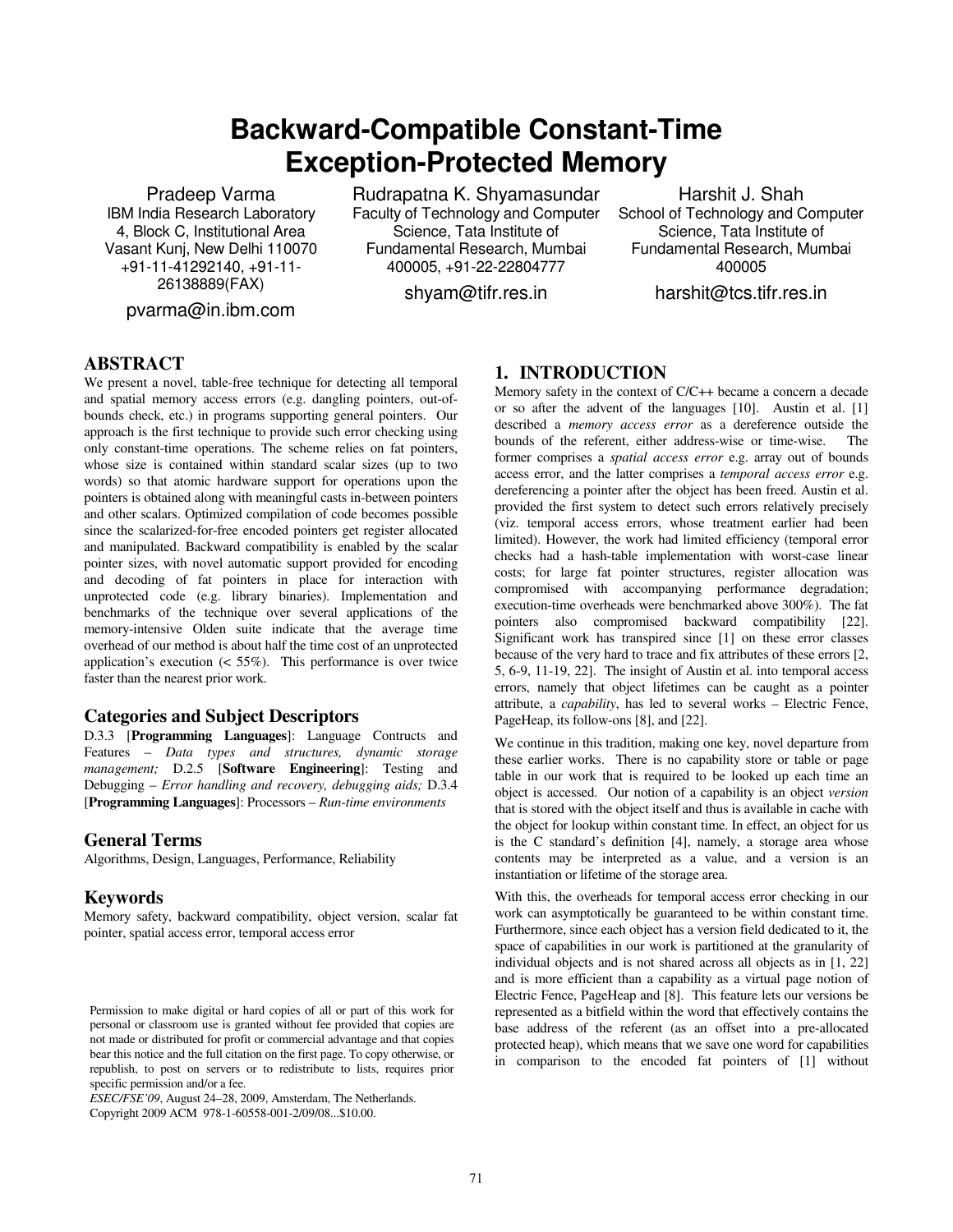# Backward-Compatible Constant-Time Exception-Protected Memory

Pradeep Varma
IBM India Research Laboratory
4, Block C, Institutional Area
Vasant Kunj, New Delhi 110070
+91-11-41292140, +91-11-26138889(FAX)
pvarma@in.ibm.com

Rudrapatna K. Shyamasundar
Faculty of Technology and Computer Science, Tata Institute of Fundamental Research, Mumbai 400005, +91-22-22804777
shyam@tifr.res.in

Harshit J. Shah
School of Technology and Computer Science, Tata Institute of Fundamental Research, Mumbai 400005
harshit@tcs.tifr.res.in

## ABSTRACT

We present a novel, table-free technique for detecting all temporal and spatial memory access errors (e.g. dangling pointers, out-of-bounds check, etc.) in programs supporting general pointers. Our approach is the first technique to provide such error checking using only constant-time operations. The scheme relies on fat pointers, whose size is contained within standard scalar sizes (up to two words) so that atomic hardware support for operations upon the pointers is obtained along with meaningful casts in-between pointers and other scalars. Optimized compilation of code becomes possible since the scalarized-for-free encoded pointers get register allocated and manipulated. Backward compatibility is enabled by the scalar pointer sizes, with novel automatic support provided for encoding and decoding of fat pointers in place for interaction with unprotected code (e.g. library binaries). Implementation and benchmarks of the technique over several applications of the memory-intensive Olden suite indicate that the average time overhead of our method is about half the time cost of an unprotected application's execution (< 55%). This performance is over twice faster than the nearest prior work.

### Categories and Subject Descriptors

D.3.3 [**Programming Languages**]: Language Contructs and Features – *Data types and structures, dynamic storage management;* D.2.5 [**Software Engineering**]: Testing and Debugging – *Error handling and recovery, debugging aids;* D.3.4 [**Programming Languages**]: Processors – *Run-time environments*

### General Terms

Algorithms, Design, Languages, Performance, Reliability

### Keywords

Memory safety, backward compatibility, object version, scalar fat pointer, spatial access error, temporal access error

Permission to make digital or hard copies of all or part of this work for personal or classroom use is granted without fee provided that copies are not made or distributed for profit or commercial advantage and that copies bear this notice and the full citation on the first page. To copy otherwise, or republish, to post on servers or to redistribute to lists, requires prior specific permission and/or a fee.
*ESEC/FSE'09*, August 24–28, 2009, Amsterdam, The Netherlands.
Copyright 2009 ACM 978-1-60558-001-2/09/08...$10.00.

## 1. INTRODUCTION

Memory safety in the context of C/C++ became a concern a decade or so after the advent of the languages [10]. Austin et al. [1] described a *memory access error* as a dereference outside the bounds of the referent, either address-wise or time-wise. The former comprises a *spatial access error* e.g. array out of bounds access error, and the latter comprises a *temporal access error* e.g. dereferencing a pointer after the object has been freed. Austin et al. provided the first system to detect such errors relatively precisely (viz. temporal access errors, whose treatment earlier had been limited). However, the work had limited efficiency (temporal error checks had a hash-table implementation with worst-case linear costs; for large fat pointer structures, register allocation was compromised with accompanying performance degradation; execution-time overheads were benchmarked above 300%). The fat pointers also compromised backward compatibility [22]. Significant work has transpired since [1] on these error classes because of the very hard to trace and fix attributes of these errors [2, 5, 6-9, 11-19, 22]. The insight of Austin et al. into temporal access errors, namely that object lifetimes can be caught as a pointer attribute, a *capability*, has led to several works – Electric Fence, PageHeap, its follow-ons [8], and [22].

We continue in this tradition, making one key, novel departure from these earlier works. There is no capability store or table or page table in our work that is required to be looked up each time an object is accessed. Our notion of a capability is an object *version* that is stored with the object itself and thus is available in cache with the object for lookup within constant time. In effect, an object for us is the C standard's definition [4], namely, a storage area whose contents may be interpreted as a value, and a version is an instantiation or lifetime of the storage area.

With this, the overheads for temporal access error checking in our work can asymptotically be guaranteed to be within constant time. Furthermore, since each object has a version field dedicated to it, the space of capabilities in our work is partitioned at the granularity of individual objects and is not shared across all objects as in [1, 22] and is more efficient than a capability as a virtual page notion of Electric Fence, PageHeap and [8]. This feature lets our versions be represented as a bitfield within the word that effectively contains the base address of the referent (as an offset into a pre-allocated protected heap), which means that we save one word for capabilities in comparison to the encoded fat pointers of [1] without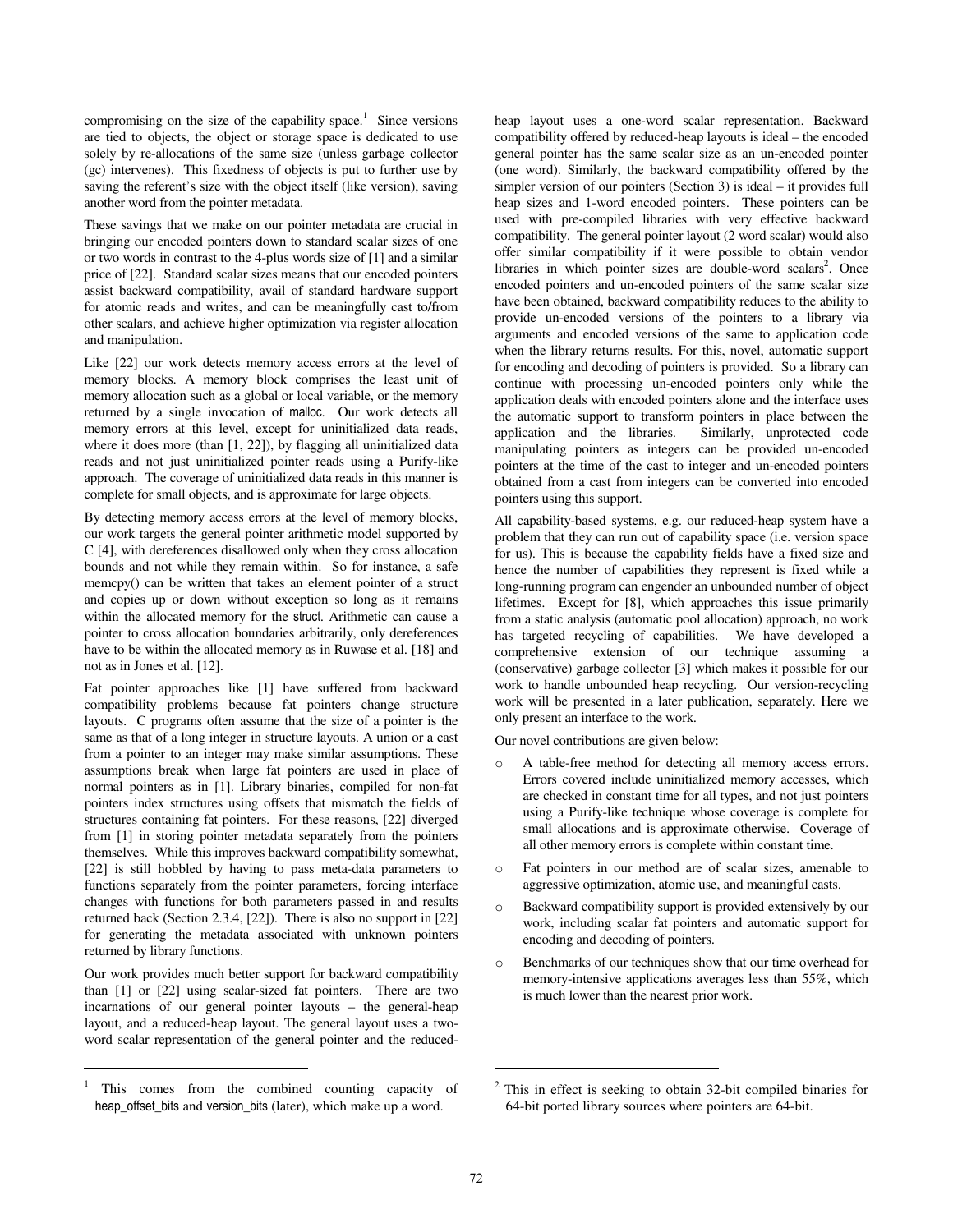compromising on the size of the capability space.[1] Since versions are tied to objects, the object or storage space is dedicated to use solely by re-allocations of the same size (unless garbage collector (gc) intervenes). This fixedness of objects is put to further use by saving the referent's size with the object itself (like version), saving another word from the pointer metadata.

These savings that we make on our pointer metadata are crucial in bringing our encoded pointers down to standard scalar sizes of one or two words in contrast to the 4-plus words size of [1] and a similar price of [22]. Standard scalar sizes means that our encoded pointers assist backward compatibility, avail of standard hardware support for atomic reads and writes, and can be meaningfully cast to/from other scalars, and achieve higher optimization via register allocation and manipulation.

Like [22] our work detects memory access errors at the level of memory blocks. A memory block comprises the least unit of memory allocation such as a global or local variable, or the memory returned by a single invocation of malloc. Our work detects all memory errors at this level, except for uninitialized data reads, where it does more (than [1, 22]), by flagging all uninitialized data reads and not just uninitialized pointer reads using a Purify-like approach. The coverage of uninitialized data reads in this manner is complete for small objects, and is approximate for large objects.

By detecting memory access errors at the level of memory blocks, our work targets the general pointer arithmetic model supported by C [4], with dereferences disallowed only when they cross allocation bounds and not while they remain within. So for instance, a safe memcpy() can be written that takes an element pointer of a struct and copies up or down without exception so long as it remains within the allocated memory for the struct. Arithmetic can cause a pointer to cross allocation boundaries arbitrarily, only dereferences have to be within the allocated memory as in Ruwase et al. [18] and not as in Jones et al. [12].

Fat pointer approaches like [1] have suffered from backward compatibility problems because fat pointers change structure layouts. C programs often assume that the size of a pointer is the same as that of a long integer in structure layouts. A union or a cast from a pointer to an integer may make similar assumptions. These assumptions break when large fat pointers are used in place of normal pointers as in [1]. Library binaries, compiled for non-fat pointers index structures using offsets that mismatch the fields of structures containing fat pointers. For these reasons, [22] diverged from [1] in storing pointer metadata separately from the pointers themselves. While this improves backward compatibility somewhat, [22] is still hobbled by having to pass meta-data parameters to functions separately from the pointer parameters, forcing interface changes with functions for both parameters passed in and results returned back (Section 2.3.4, [22]). There is also no support in [22] for generating the metadata associated with unknown pointers returned by library functions.

Our work provides much better support for backward compatibility than [1] or [22] using scalar-sized fat pointers. There are two incarnations of our general pointer layouts – the general-heap layout, and a reduced-heap layout. The general layout uses a two-word scalar representation of the general pointer and the reduced-heap layout uses a one-word scalar representation. Backward compatibility offered by reduced-heap layouts is ideal – the encoded general pointer has the same scalar size as an un-encoded pointer (one word). Similarly, the backward compatibility offered by the simpler version of our pointers (Section 3) is ideal – it provides full heap sizes and 1-word encoded pointers. These pointers can be used with pre-compiled libraries with very effective backward compatibility. The general pointer layout (2 word scalar) would also offer similar compatibility if it were possible to obtain vendor libraries in which pointer sizes are double-word scalars[2]. Once encoded pointers and un-encoded pointers of the same scalar size have been obtained, backward compatibility reduces to the ability to provide un-encoded versions of the pointers to a library via arguments and encoded versions of the same to application code when the library returns results. For this, novel, automatic support for encoding and decoding of pointers is provided. So a library can continue with processing un-encoded pointers only while the application deals with encoded pointers alone and the interface uses the automatic support to transform pointers in place between the application and the libraries. Similarly, unprotected code manipulating pointers as integers can be provided un-encoded pointers at the time of the cast to integer and un-encoded pointers obtained from a cast from integers can be converted into encoded pointers using this support.

All capability-based systems, e.g. our reduced-heap system have a problem that they can run out of capability space (i.e. version space for us). This is because the capability fields have a fixed size and hence the number of capabilities they represent is fixed while a long-running program can engender an unbounded number of object lifetimes. Except for [8], which approaches this issue primarily from a static analysis (automatic pool allocation) approach, no work has targeted recycling of capabilities. We have developed a comprehensive extension of our technique assuming a (conservative) garbage collector [3] which makes it possible for our work to handle unbounded heap recycling. Our version-recycling work will be presented in a later publication, separately. Here we only present an interface to the work.

Our novel contributions are given below:

- A table-free method for detecting all memory access errors. Errors covered include uninitialized memory accesses, which are checked in constant time for all types, and not just pointers using a Purify-like technique whose coverage is complete for small allocations and is approximate otherwise. Coverage of all other memory errors is complete within constant time.
- Fat pointers in our method are of scalar sizes, amenable to aggressive optimization, atomic use, and meaningful casts.
- Backward compatibility support is provided extensively by our work, including scalar fat pointers and automatic support for encoding and decoding of pointers.
- Benchmarks of our techniques show that our time overhead for memory-intensive applications averages less than 55%, which is much lower than the nearest prior work.

---

[1] This comes from the combined counting capacity of heap_offset_bits and version_bits (later), which make up a word.

[2] This in effect is seeking to obtain 32-bit compiled binaries for 64-bit ported library sources where pointers are 64-bit.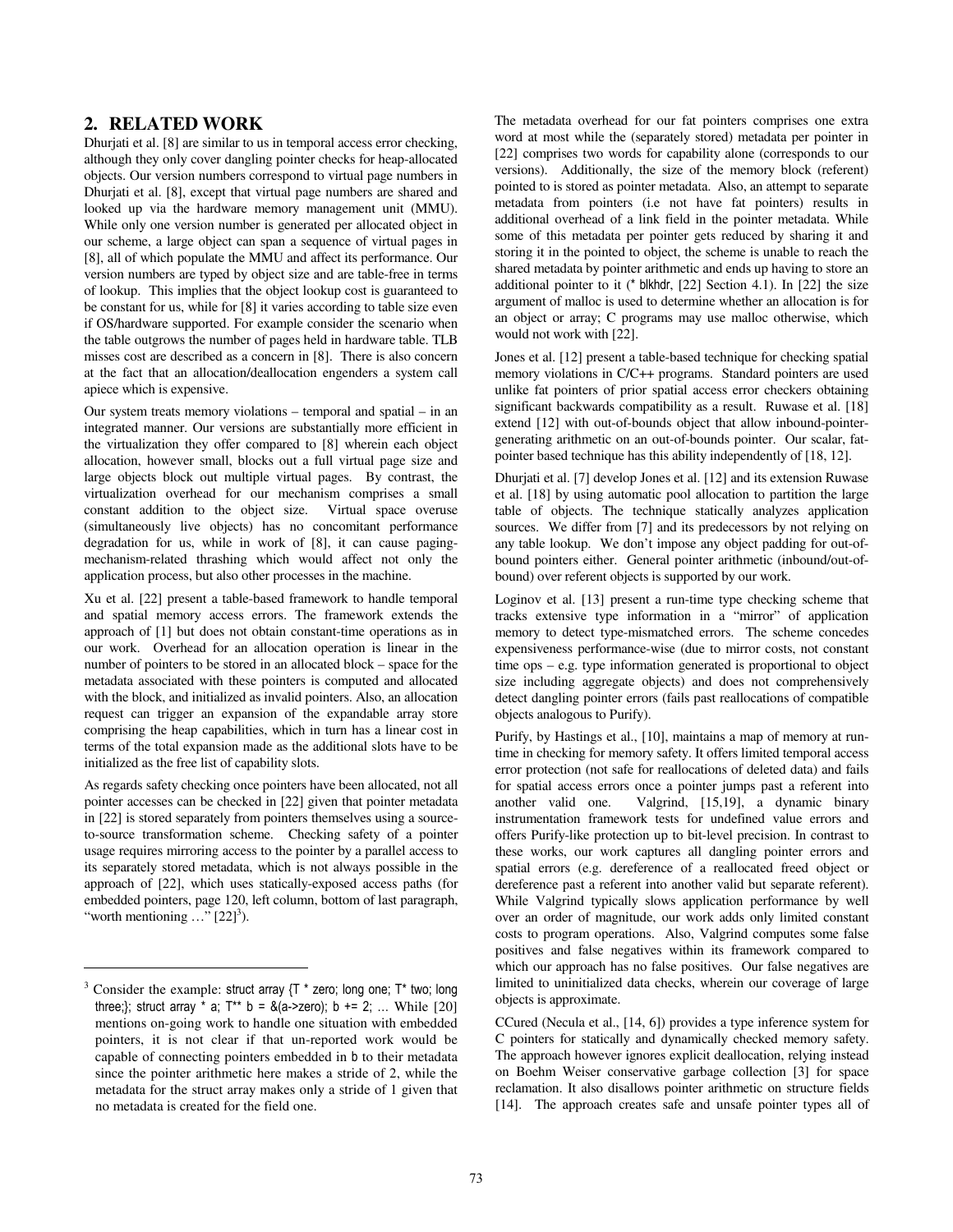## 2. RELATED WORK

Dhurjati et al. [8] are similar to us in temporal access error checking, although they only cover dangling pointer checks for heap-allocated objects. Our version numbers correspond to virtual page numbers in Dhurjati et al. [8], except that virtual page numbers are shared and looked up via the hardware memory management unit (MMU). While only one version number is generated per allocated object in our scheme, a large object can span a sequence of virtual pages in [8], all of which populate the MMU and affect its performance. Our version numbers are typed by object size and are table-free in terms of lookup. This implies that the object lookup cost is guaranteed to be constant for us, while for [8] it varies according to table size even if OS/hardware supported. For example consider the scenario when the table outgrows the number of pages held in hardware table. TLB misses cost are described as a concern in [8]. There is also concern at the fact that an allocation/deallocation engenders a system call apiece which is expensive.

Our system treats memory violations – temporal and spatial – in an integrated manner. Our versions are substantially more efficient in the virtualization they offer compared to [8] wherein each object allocation, however small, blocks out a full virtual page size and large objects block out multiple virtual pages. By contrast, the virtualization overhead for our mechanism comprises a small constant addition to the object size. Virtual space overuse (simultaneously live objects) has no concomitant performance degradation for us, while in work of [8], it can cause paging-mechanism-related thrashing which would affect not only the application process, but also other processes in the machine.

Xu et al. [22] present a table-based framework to handle temporal and spatial memory access errors. The framework extends the approach of [1] but does not obtain constant-time operations as in our work. Overhead for an allocation operation is linear in the number of pointers to be stored in an allocated block – space for the metadata associated with these pointers is computed and allocated with the block, and initialized as invalid pointers. Also, an allocation request can trigger an expansion of the expandable array store comprising the heap capabilities, which in turn has a linear cost in terms of the total expansion made as the additional slots have to be initialized as the free list of capability slots.

As regards safety checking once pointers have been allocated, not all pointer accesses can be checked in [22] given that pointer metadata in [22] is stored separately from pointers themselves using a source-to-source transformation scheme. Checking safety of a pointer usage requires mirroring access to the pointer by a parallel access to its separately stored metadata, which is not always possible in the approach of [22], which uses statically-exposed access paths (for embedded pointers, page 120, left column, bottom of last paragraph, "worth mentioning …" [22][3]).

The metadata overhead for our fat pointers comprises one extra word at most while the (separately stored) metadata per pointer in [22] comprises two words for capability alone (corresponds to our versions). Additionally, the size of the memory block (referent) pointed to is stored as pointer metadata. Also, an attempt to separate metadata from pointers (i.e not have fat pointers) results in additional overhead of a link field in the pointer metadata. While some of this metadata per pointer gets reduced by sharing it and storing it in the pointed to object, the scheme is unable to reach the shared metadata by pointer arithmetic and ends up having to store an additional pointer to it (* blkhdr, [22] Section 4.1). In [22] the size argument of malloc is used to determine whether an allocation is for an object or array; C programs may use malloc otherwise, which would not work with [22].

Jones et al. [12] present a table-based technique for checking spatial memory violations in C/C++ programs. Standard pointers are used unlike fat pointers of prior spatial access error checkers obtaining significant backwards compatibility as a result. Ruwase et al. [18] extend [12] with out-of-bounds object that allow inbound-pointer-generating arithmetic on an out-of-bounds pointer. Our scalar, fat-pointer based technique has this ability independently of [18, 12].

Dhurjati et al. [7] develop Jones et al. [12] and its extension Ruwase et al. [18] by using automatic pool allocation to partition the large table of objects. The technique statically analyzes application sources. We differ from [7] and its predecessors by not relying on any table lookup. We don't impose any object padding for out-of-bound pointers either. General pointer arithmetic (inbound/out-of-bound) over referent objects is supported by our work.

Loginov et al. [13] present a run-time type checking scheme that tracks extensive type information in a "mirror" of application memory to detect type-mismatched errors. The scheme concedes expensiveness performance-wise (due to mirror costs, not constant time ops – e.g. type information generated is proportional to object size including aggregate objects) and does not comprehensively detect dangling pointer errors (fails past reallocations of compatible objects analogous to Purify).

Purify, by Hastings et al., [10], maintains a map of memory at run-time in checking for memory safety. It offers limited temporal access error protection (not safe for reallocations of deleted data) and fails for spatial access errors once a pointer jumps past a referent into another valid one. Valgrind, [15,19], a dynamic binary instrumentation framework tests for undefined value errors and offers Purify-like protection up to bit-level precision. In contrast to these works, our work captures all dangling pointer errors and spatial errors (e.g. dereference of a reallocated freed object or dereference past a referent into another valid but separate referent). While Valgrind typically slows application performance by well over an order of magnitude, our work adds only limited constant costs to program operations. Also, Valgrind computes some false positives and false negatives within its framework compared to which our approach has no false positives. Our false negatives are limited to uninitialized data checks, wherein our coverage of large objects is approximate.

CCured (Necula et al., [14, 6]) provides a type inference system for C pointers for statically and dynamically checked memory safety. The approach however ignores explicit deallocation, relying instead on Boehm Weiser conservative garbage collection [3] for space reclamation. It also disallows pointer arithmetic on structure fields [14]. The approach creates safe and unsafe pointer types all of

---

[3] Consider the example: struct array {T * zero; long one; T* two; long three;}; struct array * a; T** b = &(a->zero); b += 2; … While [20] mentions on-going work to handle one situation with embedded pointers, it is not clear if that un-reported work would be capable of connecting pointers embedded in b to their metadata since the pointer arithmetic here makes a stride of 2, while the metadata for the struct array makes only a stride of 1 given that no metadata is created for the field one.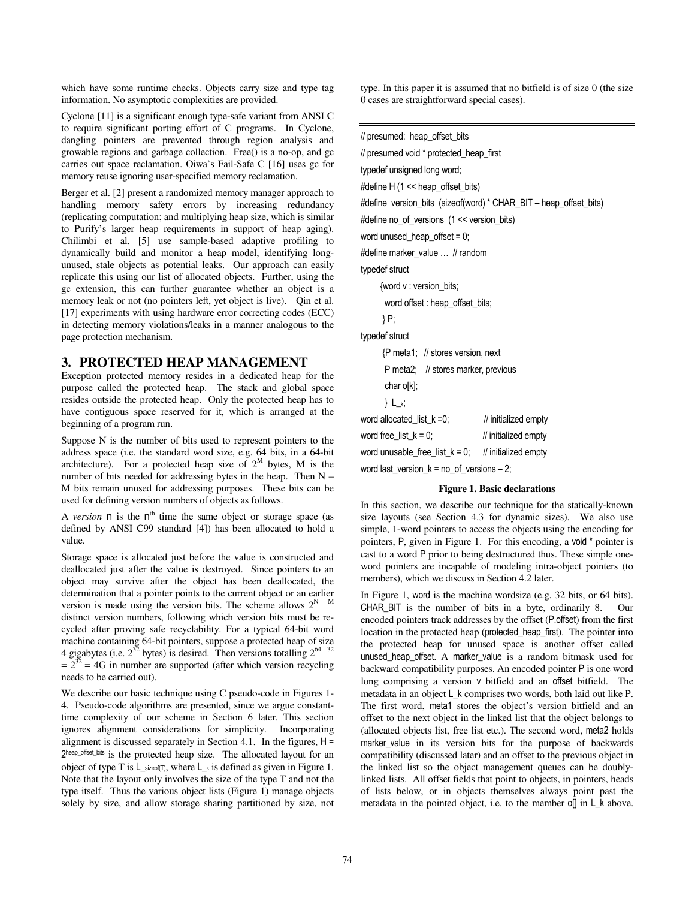which have some runtime checks. Objects carry size and type tag information. No asymptotic complexities are provided.

Cyclone [11] is a significant enough type-safe variant from ANSI C to require significant porting effort of C programs. In Cyclone, dangling pointers are prevented through region analysis and growable regions and garbage collection. Free() is a no-op, and gc carries out space reclamation. Oiwa's Fail-Safe C [16] uses gc for memory reuse ignoring user-specified memory reclamation.

Berger et al. [2] present a randomized memory manager approach to handling memory safety errors by increasing redundancy (replicating computation; and multiplying heap size, which is similar to Purify's larger heap requirements in support of heap aging). Chilimbi et al. [5] use sample-based adaptive profiling to dynamically build and monitor a heap model, identifying long-unused, stale objects as potential leaks. Our approach can easily replicate this using our list of allocated objects. Further, using the gc extension, this can further guarantee whether an object is a memory leak or not (no pointers left, yet object is live). Qin et al. [17] experiments with using hardware error correcting codes (ECC) in detecting memory violations/leaks in a manner analogous to the page protection mechanism.

## 3. PROTECTED HEAP MANAGEMENT

Exception protected memory resides in a dedicated heap for the purpose called the protected heap. The stack and global space resides outside the protected heap. Only the protected heap has to have contiguous space reserved for it, which is arranged at the beginning of a program run.

Suppose N is the number of bits used to represent pointers to the address space (i.e. the standard word size, e.g. 64 bits, in a 64-bit architecture). For a protected heap size of $2^M$ bytes, M is the number of bits needed for addressing bytes in the heap. Then N – M bits remain unused for addressing purposes. These bits can be used for defining version numbers of objects as follows.

A *version* n is the $n^{th}$ time the same object or storage space (as defined by ANSI C99 standard [4]) has been allocated to hold a value.

Storage space is allocated just before the value is constructed and deallocated just after the value is destroyed. Since pointers to an object may survive after the object has been deallocated, the determination that a pointer points to the current object or an earlier version is made using the version bits. The scheme allows $2^{N-M}$ distinct version numbers, following which version bits must be re-cycled after proving safe recyclability. For a typical 64-bit word machine containing 64-bit pointers, suppose a protected heap of size 4 gigabytes (i.e. $2^{32}$ bytes) is desired. Then versions totalling $2^{64-32} = 2^{32}$ = 4G in number are supported (after which version recycling needs to be carried out).

We describe our basic technique using C pseudo-code in Figures 1-4. Pseudo-code algorithms are presented, since we argue constant-time complexity of our scheme in Section 6 later. This section ignores alignment considerations for simplicity. Incorporating alignment is discussed separately in Section 4.1. In the figures, H = $2^{\text{heap\_offset\_bits}}$ is the protected heap size. The allocated layout for an object of type T is $L\_{}_{\text{sizeof(T)}}$, where $L\_{}_k$ is defined as given in Figure 1. Note that the layout only involves the size of the type T and not the type itself. Thus the various object lists (Figure 1) manage objects solely by size, and allow storage sharing partitioned by size, not type. In this paper it is assumed that no bitfield is of size 0 (the size 0 cases are straightforward special cases).

```
// presumed:  heap_offset_bits
// presumed void * protected_heap_first
typedef unsigned long word;
#define H (1 << heap_offset_bits)
#define  version_bits  (sizeof(word) * CHAR_BIT – heap_offset_bits)
#define no_of_versions  (1 << version_bits)
word unused_heap_offset = 0;
#define marker_value …  // random
typedef struct
      {word v : version_bits;
       word offset : heap_offset_bits;
      } P;
typedef struct
      {P meta1;   // stores version, next
       P meta2;    // stores marker, previous
       char o[k];
      }  L_k;
word allocated_list_k =0;              // initialized empty
word free_list_k = 0;                  // initialized empty
word unusable_free_list_k = 0;     // initialized empty
word last_version_k = no_of_versions – 2;
```

**Figure 1. Basic declarations**

In this section, we describe our technique for the statically-known size layouts (see Section 4.3 for dynamic sizes). We also use simple, 1-word pointers to access the objects using the encoding for pointers, P, given in Figure 1. For this encoding, a void * pointer is cast to a word P prior to being destructured thus. These simple one-word pointers are incapable of modeling intra-object pointers (to members), which we discuss in Section 4.2 later.

In Figure 1, word is the machine wordsize (e.g. 32 bits, or 64 bits). CHAR_BIT is the number of bits in a byte, ordinarily 8. Our encoded pointers track addresses by the offset (P.offset) from the first location in the protected heap (protected_heap_first). The pointer into the protected heap for unused space is another offset called unused_heap_offset. A marker_value is a random bitmask used for backward compatibility purposes. An encoded pointer P is one word long comprising a version v bitfield and an offset bitfield. The metadata in an object L_k comprises two words, both laid out like P. The first word, meta1 stores the object's version bitfield and an offset to the next object in the linked list that the object belongs to (allocated objects list, free list etc.). The second word, meta2 holds marker_value in its version bits for the purpose of backwards compatibility (discussed later) and an offset to the previous object in the linked list so the object management queues can be doubly-linked lists. All offset fields that point to objects, in pointers, heads of lists below, or in objects themselves always point past the metadata in the pointed object, i.e. to the member o[] in L_k above.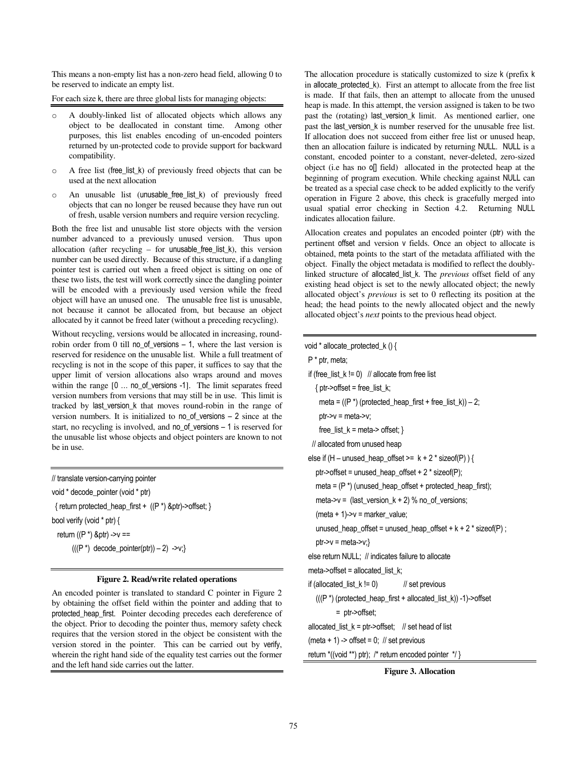This means a non-empty list has a non-zero head field, allowing 0 to be reserved to indicate an empty list.

For each size k, there are three global lists for managing objects:

- A doubly-linked list of allocated objects which allows any object to be deallocated in constant time. Among other purposes, this list enables encoding of un-encoded pointers returned by un-protected code to provide support for backward compatibility.
- A free list (free_list_k) of previously freed objects that can be used at the next allocation
- An unusable list (unusable_free_list_k) of previously freed objects that can no longer be reused because they have run out of fresh, usable version numbers and require version recycling.

Both the free list and unusable list store objects with the version number advanced to a previously unused version. Thus upon allocation (after recycling – for unusable_free_list_k), this version number can be used directly. Because of this structure, if a dangling pointer test is carried out when a freed object is sitting on one of these two lists, the test will work correctly since the dangling pointer will be encoded with a previously used version while the freed object will have an unused one. The unusable free list is unusable, not because it cannot be allocated from, but because an object allocated by it cannot be freed later (without a preceding recycling).

Without recycling, versions would be allocated in increasing, round-robin order from 0 till no_of_versions – 1, where the last version is reserved for residence on the unusable list. While a full treatment of recycling is not in the scope of this paper, it suffices to say that the upper limit of version allocations also wraps around and moves within the range [0 … no_of_versions -1]. The limit separates freed version numbers from versions that may still be in use. This limit is tracked by last_version_k that moves round-robin in the range of version numbers. It is initialized to no_of_versions – 2 since at the start, no recycling is involved, and no_of_versions – 1 is reserved for the unusable list whose objects and object pointers are known to not be in use.

```
// translate version-carrying pointer
void * decode_pointer (void * ptr)
  { return protected_heap_first + ((P *) &ptr)->offset; }
bool verify (void * ptr) {
  return ((P *) &ptr) ->v ==
        (((P *) decode_pointer(ptr)) – 2) ->v;}
```

**Figure 2. Read/write related operations**

An encoded pointer is translated to standard C pointer in Figure 2 by obtaining the offset field within the pointer and adding that to protected_heap_first. Pointer decoding precedes each dereference of the object. Prior to decoding the pointer thus, memory safety check requires that the version stored in the object be consistent with the version stored in the pointer. This can be carried out by verify, wherein the right hand side of the equality test carries out the former and the left hand side carries out the latter.

The allocation procedure is statically customized to size k (prefix k in allocate_protected_k). First an attempt to allocate from the free list is made. If that fails, then an attempt to allocate from the unused heap is made. In this attempt, the version assigned is taken to be two past the (rotating) last_version_k limit. As mentioned earlier, one past the last_version_k is number reserved for the unusable free list. If allocation does not succeed from either free list or unused heap, then an allocation failure is indicated by returning NULL. NULL is a constant, encoded pointer to a constant, never-deleted, zero-sized object (i.e has no o[] field) allocated in the protected heap at the beginning of program execution. While checking against NULL can be treated as a special case check to be added explicitly to the verify operation in Figure 2 above, this check is gracefully merged into usual spatial error checking in Section 4.2. Returning NULL indicates allocation failure.

Allocation creates and populates an encoded pointer (ptr) with the pertinent offset and version v fields. Once an object to allocate is obtained, meta points to the start of the metadata affiliated with the object. Finally the object metadata is modified to reflect the doubly-linked structure of allocated_list_k. The *previous* offset field of any existing head object is set to the newly allocated object; the newly allocated object's *previous* is set to 0 reflecting its position at the head; the head points to the newly allocated object and the newly allocated object's *next* points to the previous head object.

```
void * allocate_protected_k () {
  P * ptr, meta;
  if (free_list_k != 0)   // allocate from free list
    { ptr->offset = free_list_k;
      meta = ((P *) (protected_heap_first + free_list_k)) – 2;
      ptr->v = meta->v;
      free_list_k = meta-> offset; }
   // allocated from unused heap
  else if (H – unused_heap_offset >=  k + 2 * sizeof(P) ) {
    ptr->offset = unused_heap_offset + 2 * sizeof(P);
    meta = (P *) (unused_heap_offset + protected_heap_first);
    meta->v =  (last_version_k + 2) % no_of_versions;
    (meta + 1)->v = marker_value;
    unused_heap_offset = unused_heap_offset + k + 2 * sizeof(P) ;
    ptr->v = meta->v;}
  else return NULL;  // indicates failure to allocate
  meta->offset = allocated_list_k;
  if (allocated_list_k != 0)            // set previous
    (((P *) (protected_heap_first + allocated_list_k)) -1)->offset
            =  ptr->offset;
  allocated_list_k = ptr->offset;    // set head of list
  (meta + 1) -> offset = 0;  // set previous
  return *((void **) ptr);  /* return encoded pointer  */ }
```

**Figure 3. Allocation**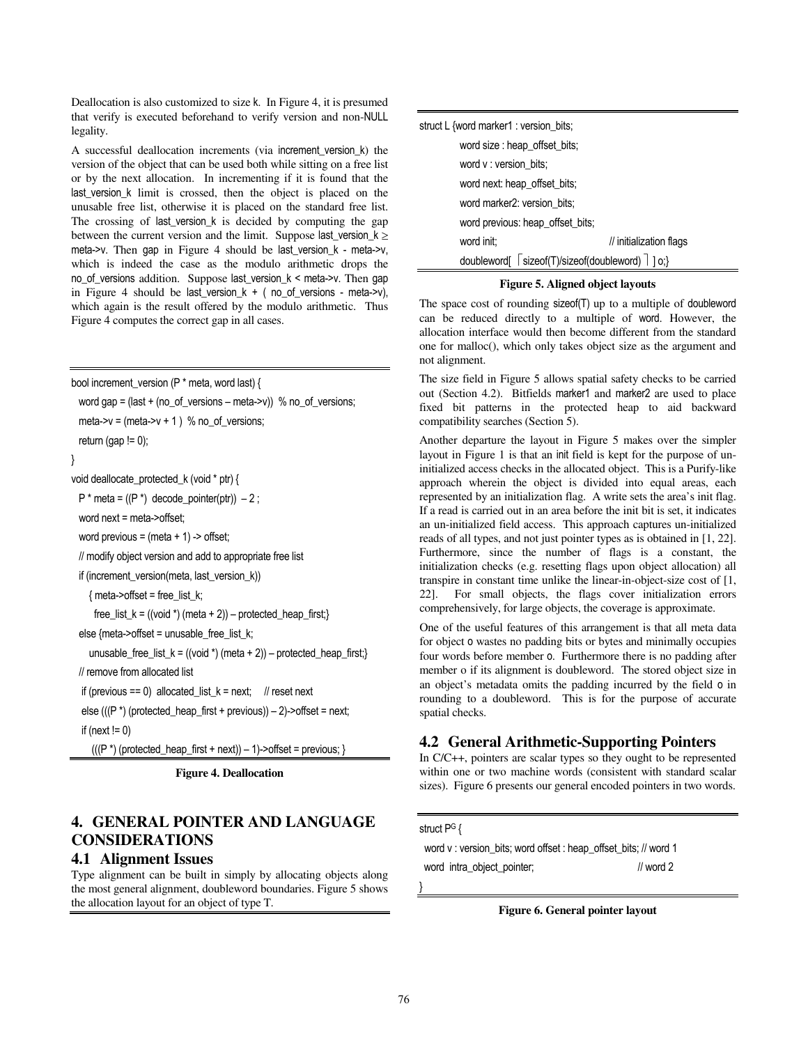Deallocation is also customized to size k. In Figure 4, it is presumed that verify is executed beforehand to verify version and non-NULL legality.

A successful deallocation increments (via increment_version_k) the version of the object that can be used both while sitting on a free list or by the next allocation. In incrementing if it is found that the last_version_k limit is crossed, then the object is placed on the unusable free list, otherwise it is placed on the standard free list. The crossing of last_version_k is decided by computing the gap between the current version and the limit. Suppose last_version_k ≥ meta->v. Then gap in Figure 4 should be last_version_k - meta->v, which is indeed the case as the modulo arithmetic drops the no_of_versions addition. Suppose last_version_k < meta->v. Then gap in Figure 4 should be last_version_k + ( no_of_versions - meta->v), which again is the result offered by the modulo arithmetic. Thus Figure 4 computes the correct gap in all cases.

```
bool increment_version (P * meta, word last) {
  word gap = (last + (no_of_versions – meta->v))  % no_of_versions;
  meta->v = (meta->v + 1 )  % no_of_versions;
  return (gap != 0);
}
void deallocate_protected_k (void * ptr) {
  P * meta = ((P *)  decode_pointer(ptr))  – 2 ;
  word next = meta->offset;
  word previous = (meta + 1) -> offset;
  // modify object version and add to appropriate free list
  if (increment_version(meta, last_version_k))
     { meta->offset = free_list_k;
       free_list_k = ((void *) (meta + 2)) – protected_heap_first;}
  else {meta->offset = unusable_free_list_k;
      unusable_free_list_k = ((void *) (meta + 2)) – protected_heap_first;}
  // remove from allocated list
   if (previous == 0)  allocated_list_k = next;     // reset next
   else (((P *) (protected_heap_first + previous)) – 2)->offset = next;
   if (next != 0)
      (((P *) (protected_heap_first + next)) – 1)->offset = previous; }
```

**Figure 4. Deallocation**

# 4. GENERAL POINTER AND LANGUAGE CONSIDERATIONS

## 4.1 Alignment Issues

Type alignment can be built in simply by allocating objects along the most general alignment, doubleword boundaries. Figure 5 shows the allocation layout for an object of type T.

```
struct L {word marker1 : version_bits;
          word size : heap_offset_bits;
          word v : version_bits;
          word next: heap_offset_bits;
          word marker2: version_bits;
          word previous: heap_offset_bits;
          word init;                          // initialization flags
          doubleword[ ⌈sizeof(T)/sizeof(doubleword)⌉ ] o;}
```

**Figure 5. Aligned object layouts**

The space cost of rounding sizeof(T) up to a multiple of doubleword can be reduced directly to a multiple of word. However, the allocation interface would then become different from the standard one for malloc(), which only takes object size as the argument and not alignment.

The size field in Figure 5 allows spatial safety checks to be carried out (Section 4.2). Bitfields marker1 and marker2 are used to place fixed bit patterns in the protected heap to aid backward compatibility searches (Section 5).

Another departure the layout in Figure 5 makes over the simpler layout in Figure 1 is that an init field is kept for the purpose of un-initialized access checks in the allocated object. This is a Purify-like approach wherein the object is divided into equal areas, each represented by an initialization flag. A write sets the area's init flag. If a read is carried out in an area before the init bit is set, it indicates an un-initialized field access. This approach captures un-initialized reads of all types, and not just pointer types as is obtained in [1, 22]. Furthermore, since the number of flags is a constant, the initialization checks (e.g. resetting flags upon object allocation) all transpire in constant time unlike the linear-in-object-size cost of [1, 22]. For small objects, the flags cover initialization errors comprehensively, for large objects, the coverage is approximate.

One of the useful features of this arrangement is that all meta data for object o wastes no padding bits or bytes and minimally occupies four words before member o. Furthermore there is no padding after member o if its alignment is doubleword. The stored object size in an object's metadata omits the padding incurred by the field o in rounding to a doubleword. This is for the purpose of accurate spatial checks.

## 4.2 General Arithmetic-Supporting Pointers

In C/C++, pointers are scalar types so they ought to be represented within one or two machine words (consistent with standard scalar sizes). Figure 6 presents our general encoded pointers in two words.

```
struct P^G {
 word v : version_bits; word offset : heap_offset_bits; // word 1
 word  intra_object_pointer;                            // word 2
}
```

**Figure 6. General pointer layout**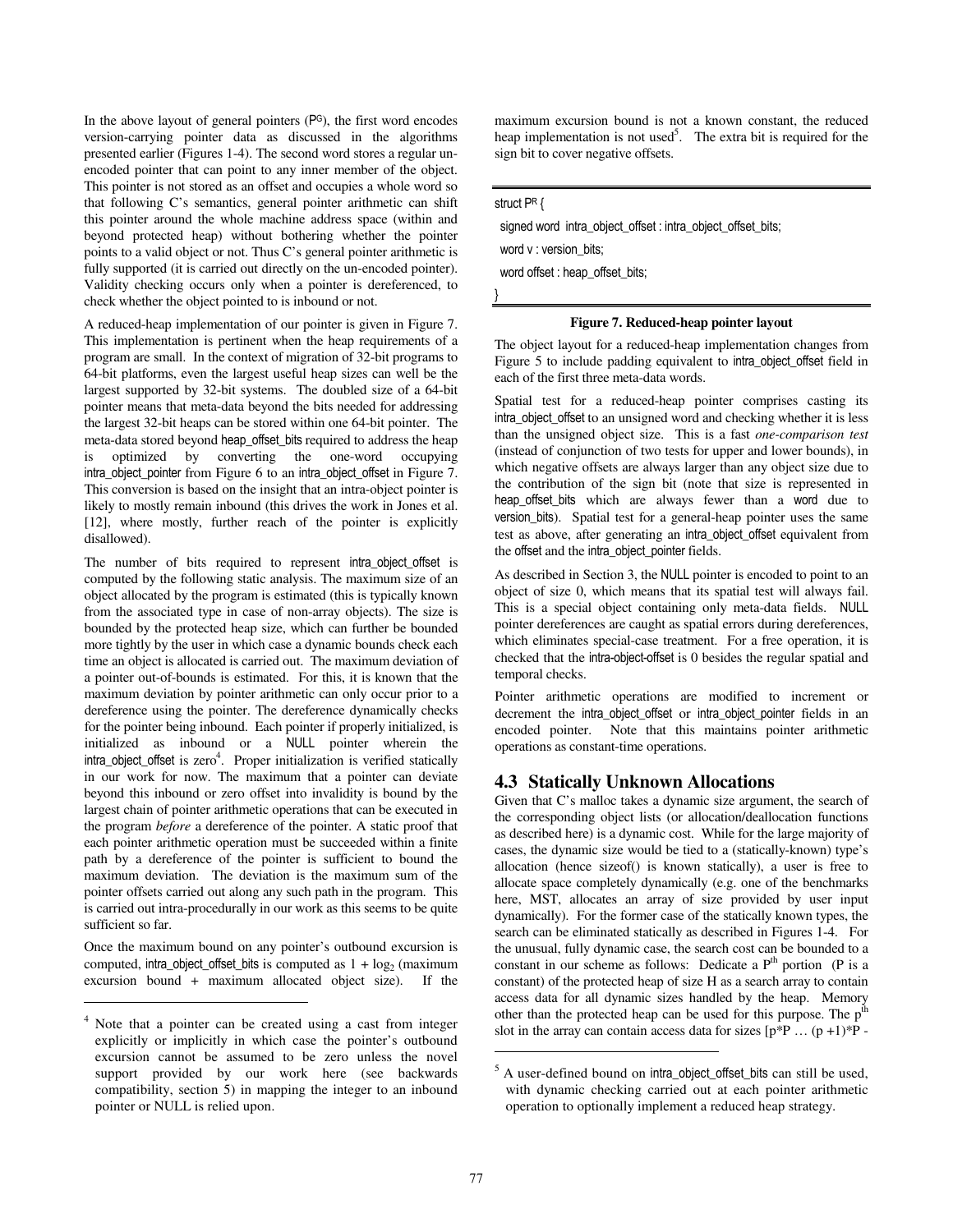In the above layout of general pointers ($P^G$), the first word encodes version-carrying pointer data as discussed in the algorithms presented earlier (Figures 1-4). The second word stores a regular un-encoded pointer that can point to any inner member of the object. This pointer is not stored as an offset and occupies a whole word so that following C's semantics, general pointer arithmetic can shift this pointer around the whole machine address space (within and beyond protected heap) without bothering whether the pointer points to a valid object or not. Thus C's general pointer arithmetic is fully supported (it is carried out directly on the un-encoded pointer). Validity checking occurs only when a pointer is dereferenced, to check whether the object pointed to is inbound or not.

A reduced-heap implementation of our pointer is given in Figure 7. This implementation is pertinent when the heap requirements of a program are small. In the context of migration of 32-bit programs to 64-bit platforms, even the largest useful heap sizes can well be the largest supported by 32-bit systems. The doubled size of a 64-bit pointer means that meta-data beyond the bits needed for addressing the largest 32-bit heaps can be stored within one 64-bit pointer. The meta-data stored beyond heap_offset_bits required to address the heap is optimized by converting the one-word occupying intra_object_pointer from Figure 6 to an intra_object_offset in Figure 7. This conversion is based on the insight that an intra-object pointer is likely to mostly remain inbound (this drives the work in Jones et al. [12], where mostly, further reach of the pointer is explicitly disallowed).

The number of bits required to represent intra_object_offset is computed by the following static analysis. The maximum size of an object allocated by the program is estimated (this is typically known from the associated type in case of non-array objects). The size is bounded by the protected heap size, which can further be bounded more tightly by the user in which case a dynamic bounds check each time an object is allocated is carried out. The maximum deviation of a pointer out-of-bounds is estimated. For this, it is known that the maximum deviation by pointer arithmetic can only occur prior to a dereference using the pointer. The dereference dynamically checks for the pointer being inbound. Each pointer if properly initialized, is initialized as inbound or a NULL pointer wherein the intra_object_offset is zero[4]. Proper initialization is verified statically in our work for now. The maximum that a pointer can deviate beyond this inbound or zero offset into invalidity is bound by the largest chain of pointer arithmetic operations that can be executed in the program *before* a dereference of the pointer. A static proof that each pointer arithmetic operation must be succeeded within a finite path by a dereference of the pointer is sufficient to bound the maximum deviation. The deviation is the maximum sum of the pointer offsets carried out along any such path in the program. This is carried out intra-procedurally in our work as this seems to be quite sufficient so far.

Once the maximum bound on any pointer's outbound excursion is computed, intra_object_offset_bits is computed as $1 + \log_2$ (maximum excursion bound + maximum allocated object size). If the maximum excursion bound is not a known constant, the reduced heap implementation is not used[5]. The extra bit is required for the sign bit to cover negative offsets.

```
struct PR {
  signed word  intra_object_offset : intra_object_offset_bits;
  word v : version_bits;
  word offset : heap_offset_bits;
}
```

**Figure 7. Reduced-heap pointer layout**

The object layout for a reduced-heap implementation changes from Figure 5 to include padding equivalent to intra_object_offset field in each of the first three meta-data words.

Spatial test for a reduced-heap pointer comprises casting its intra_object_offset to an unsigned word and checking whether it is less than the unsigned object size. This is a fast *one-comparison test* (instead of conjunction of two tests for upper and lower bounds), in which negative offsets are always larger than any object size due to the contribution of the sign bit (note that size is represented in heap_offset_bits which are always fewer than a word due to version_bits). Spatial test for a general-heap pointer uses the same test as above, after generating an intra_object_offset equivalent from the offset and the intra_object_pointer fields.

As described in Section 3, the NULL pointer is encoded to point to an object of size 0, which means that its spatial test will always fail. This is a special object containing only meta-data fields. NULL pointer dereferences are caught as spatial errors during dereferences, which eliminates special-case treatment. For a free operation, it is checked that the intra-object-offset is 0 besides the regular spatial and temporal checks.

Pointer arithmetic operations are modified to increment or decrement the intra_object_offset or intra_object_pointer fields in an encoded pointer. Note that this maintains pointer arithmetic operations as constant-time operations.

## 4.3 Statically Unknown Allocations

Given that C's malloc takes a dynamic size argument, the search of the corresponding object lists (or allocation/deallocation functions as described here) is a dynamic cost. While for the large majority of cases, the dynamic size would be tied to a (statically-known) type's allocation (hence sizeof() is known statically), a user is free to allocate space completely dynamically (e.g. one of the benchmarks here, MST, allocates an array of size provided by user input dynamically). For the former case of the statically known types, the search can be eliminated statically as described in Figures 1-4. For the unusual, fully dynamic case, the search cost can be bounded to a constant in our scheme as follows: Dedicate a $P^{th}$ portion (P is a constant) of the protected heap of size H as a search array to contain access data for all dynamic sizes handled by the heap. Memory other than the protected heap can be used for this purpose. The $p^{th}$ slot in the array can contain access data for sizes [p*P … (p +1)*P -

[4] Note that a pointer can be created using a cast from integer explicitly or implicitly in which case the pointer's outbound excursion cannot be assumed to be zero unless the novel support provided by our work here (see backwards compatibility, section 5) in mapping the integer to an inbound pointer or NULL is relied upon.

[5] A user-defined bound on intra_object_offset_bits can still be used, with dynamic checking carried out at each pointer arithmetic operation to optionally implement a reduced heap strategy.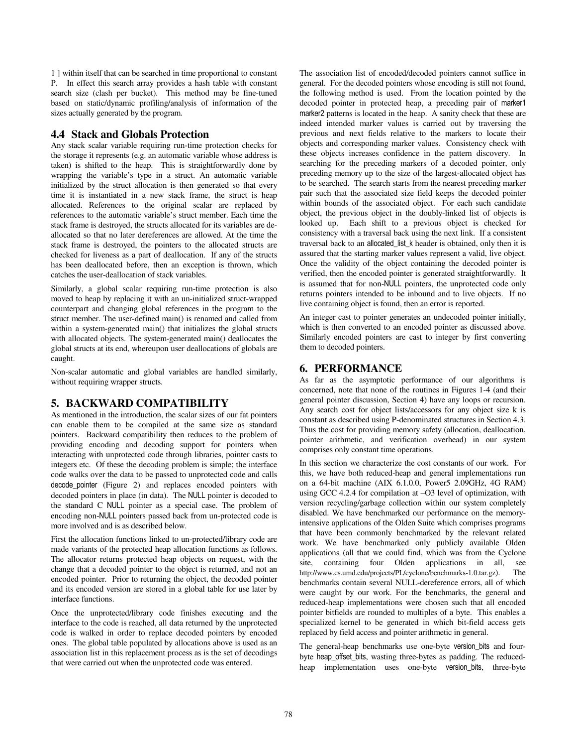1 ] within itself that can be searched in time proportional to constant P. In effect this search array provides a hash table with constant search size (clash per bucket). This method may be fine-tuned based on static/dynamic profiling/analysis of information of the sizes actually generated by the program.

## 4.4 Stack and Globals Protection

Any stack scalar variable requiring run-time protection checks for the storage it represents (e.g. an automatic variable whose address is taken) is shifted to the heap. This is straightforwardly done by wrapping the variable's type in a struct. An automatic variable initialized by the struct allocation is then generated so that every time it is instantiated in a new stack frame, the struct is heap allocated. References to the original scalar are replaced by references to the automatic variable's struct member. Each time the stack frame is destroyed, the structs allocated for its variables are de-allocated so that no later dereferences are allowed. At the time the stack frame is destroyed, the pointers to the allocated structs are checked for liveness as a part of deallocation. If any of the structs has been deallocated before, then an exception is thrown, which catches the user-deallocation of stack variables.

Similarly, a global scalar requiring run-time protection is also moved to heap by replacing it with an un-initialized struct-wrapped counterpart and changing global references in the program to the struct member. The user-defined main() is renamed and called from within a system-generated main() that initializes the global structs with allocated objects. The system-generated main() deallocates the global structs at its end, whereupon user deallocations of globals are caught.

Non-scalar automatic and global variables are handled similarly, without requiring wrapper structs.

# 5. BACKWARD COMPATIBILITY

As mentioned in the introduction, the scalar sizes of our fat pointers can enable them to be compiled at the same size as standard pointers. Backward compatibility then reduces to the problem of providing encoding and decoding support for pointers when interacting with unprotected code through libraries, pointer casts to integers etc. Of these the decoding problem is simple; the interface code walks over the data to be passed to unprotected code and calls decode_pointer (Figure 2) and replaces encoded pointers with decoded pointers in place (in data). The NULL pointer is decoded to the standard C NULL pointer as a special case. The problem of encoding non-NULL pointers passed back from un-protected code is more involved and is as described below.

First the allocation functions linked to un-protected/library code are made variants of the protected heap allocation functions as follows. The allocator returns protected heap objects on request, with the change that a decoded pointer to the object is returned, and not an encoded pointer. Prior to returning the object, the decoded pointer and its encoded version are stored in a global table for use later by interface functions.

Once the unprotected/library code finishes executing and the interface to the code is reached, all data returned by the unprotected code is walked in order to replace decoded pointers by encoded ones. The global table populated by allocations above is used as an association list in this replacement process as is the set of decodings that were carried out when the unprotected code was entered.

The association list of encoded/decoded pointers cannot suffice in general. For the decoded pointers whose encoding is still not found, the following method is used. From the location pointed by the decoded pointer in protected heap, a preceding pair of marker1 marker2 patterns is located in the heap. A sanity check that these are indeed intended marker values is carried out by traversing the previous and next fields relative to the markers to locate their objects and corresponding marker values. Consistency check with these objects increases confidence in the pattern discovery. In searching for the preceding markers of a decoded pointer, only preceding memory up to the size of the largest-allocated object has to be searched. The search starts from the nearest preceding marker pair such that the associated size field keeps the decoded pointer within bounds of the associated object. For each such candidate object, the previous object in the doubly-linked list of objects is looked up. Each shift to a previous object is checked for consistency with a traversal back using the next link. If a consistent traversal back to an allocated_list_k header is obtained, only then it is assured that the starting marker values represent a valid, live object. Once the validity of the object containing the decoded pointer is verified, then the encoded pointer is generated straightforwardly. It is assumed that for non-NULL pointers, the unprotected code only returns pointers intended to be inbound and to live objects. If no live containing object is found, then an error is reported.

An integer cast to pointer generates an undecoded pointer initially, which is then converted to an encoded pointer as discussed above. Similarly encoded pointers are cast to integer by first converting them to decoded pointers.

# 6. PERFORMANCE

As far as the asymptotic performance of our algorithms is concerned, note that none of the routines in Figures 1-4 (and their general pointer discussion, Section 4) have any loops or recursion. Any search cost for object lists/accessors for any object size k is constant as described using P-denominated structures in Section 4.3. Thus the cost for providing memory safety (allocation, deallocation, pointer arithmetic, and verification overhead) in our system comprises only constant time operations.

In this section we characterize the cost constants of our work. For this, we have both reduced-heap and general implementations run on a 64-bit machine (AIX 6.1.0.0, Power5 2.09GHz, 4G RAM) using GCC 4.2.4 for compilation at –O3 level of optimization, with version recycling/garbage collection within our system completely disabled. We have benchmarked our performance on the memory-intensive applications of the Olden Suite which comprises programs that have been commonly benchmarked by the relevant related work. We have benchmarked only publicly available Olden applications (all that we could find, which was from the Cyclone site, containing four Olden applications in all, see http://www.cs.umd.edu/projects/PL/cyclone/benchmarks-1.0.tar.gz). The benchmarks contain several NULL-dereference errors, all of which were caught by our work. For the benchmarks, the general and reduced-heap implementations were chosen such that all encoded pointer bitfields are rounded to multiples of a byte. This enables a specialized kernel to be generated in which bit-field access gets replaced by field access and pointer arithmetic in general.

The general-heap benchmarks use one-byte version_bits and four-byte heap_offset_bits, wasting three-bytes as padding. The reduced-heap implementation uses one-byte version_bits, three-byte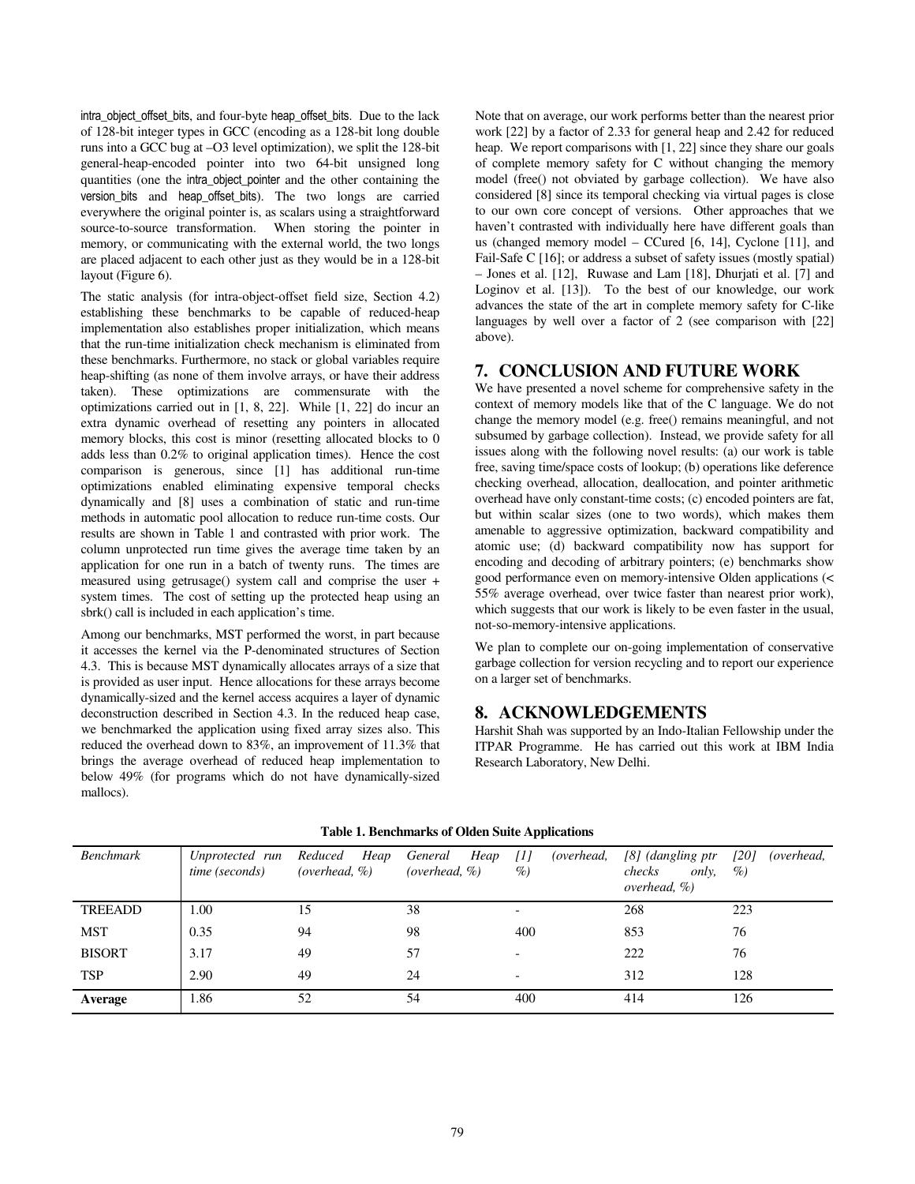intra_object_offset_bits, and four-byte heap_offset_bits. Due to the lack of 128-bit integer types in GCC (encoding as a 128-bit long double runs into a GCC bug at –O3 level optimization), we split the 128-bit general-heap-encoded pointer into two 64-bit unsigned long quantities (one the intra_object_pointer and the other containing the version_bits and heap_offset_bits). The two longs are carried everywhere the original pointer is, as scalars using a straightforward source-to-source transformation. When storing the pointer in memory, or communicating with the external world, the two longs are placed adjacent to each other just as they would be in a 128-bit layout (Figure 6).

The static analysis (for intra-object-offset field size, Section 4.2) establishing these benchmarks to be capable of reduced-heap implementation also establishes proper initialization, which means that the run-time initialization check mechanism is eliminated from these benchmarks. Furthermore, no stack or global variables require heap-shifting (as none of them involve arrays, or have their address taken). These optimizations are commensurate with the optimizations carried out in [1, 8, 22]. While [1, 22] do incur an extra dynamic overhead of resetting any pointers in allocated memory blocks, this cost is minor (resetting allocated blocks to 0 adds less than 0.2% to original application times). Hence the cost comparison is generous, since [1] has additional run-time optimizations enabled eliminating expensive temporal checks dynamically and [8] uses a combination of static and run-time methods in automatic pool allocation to reduce run-time costs. Our results are shown in Table 1 and contrasted with prior work. The column unprotected run time gives the average time taken by an application for one run in a batch of twenty runs. The times are measured using getrusage() system call and comprise the user + system times. The cost of setting up the protected heap using an sbrk() call is included in each application's time.

Among our benchmarks, MST performed the worst, in part because it accesses the kernel via the P-denominated structures of Section 4.3. This is because MST dynamically allocates arrays of a size that is provided as user input. Hence allocations for these arrays become dynamically-sized and the kernel access acquires a layer of dynamic deconstruction described in Section 4.3. In the reduced heap case, we benchmarked the application using fixed array sizes also. This reduced the overhead down to 83%, an improvement of 11.3% that brings the average overhead of reduced heap implementation to below 49% (for programs which do not have dynamically-sized mallocs).

Note that on average, our work performs better than the nearest prior work [22] by a factor of 2.33 for general heap and 2.42 for reduced heap. We report comparisons with [1, 22] since they share our goals of complete memory safety for C without changing the memory model (free() not obviated by garbage collection). We have also considered [8] since its temporal checking via virtual pages is close to our own core concept of versions. Other approaches that we haven't contrasted with individually here have different goals than us (changed memory model – CCured [6, 14], Cyclone [11], and Fail-Safe C [16]; or address a subset of safety issues (mostly spatial) – Jones et al. [12], Ruwase and Lam [18], Dhurjati et al. [7] and Loginov et al. [13]). To the best of our knowledge, our work advances the state of the art in complete memory safety for C-like languages by well over a factor of 2 (see comparison with [22] above).

## 7. CONCLUSION AND FUTURE WORK

We have presented a novel scheme for comprehensive safety in the context of memory models like that of the C language. We do not change the memory model (e.g. free() remains meaningful, and not subsumed by garbage collection). Instead, we provide safety for all issues along with the following novel results: (a) our work is table free, saving time/space costs of lookup; (b) operations like deference checking overhead, allocation, deallocation, and pointer arithmetic overhead have only constant-time costs; (c) encoded pointers are fat, but within scalar sizes (one to two words), which makes them amenable to aggressive optimization, backward compatibility and atomic use; (d) backward compatibility now has support for encoding and decoding of arbitrary pointers; (e) benchmarks show good performance even on memory-intensive Olden applications (< 55% average overhead, over twice faster than nearest prior work), which suggests that our work is likely to be even faster in the usual, not-so-memory-intensive applications.

We plan to complete our on-going implementation of conservative garbage collection for version recycling and to report our experience on a larger set of benchmarks.

## 8. ACKNOWLEDGEMENTS

Harshit Shah was supported by an Indo-Italian Fellowship under the ITPAR Programme. He has carried out this work at IBM India Research Laboratory, New Delhi.

**Table 1. Benchmarks of Olden Suite Applications**

| *Benchmark* | *Unprotected run time (seconds)* | *Reduced Heap (overhead, %)* | *General Heap (overhead, %)* | *[1] (overhead, %)* | *[8] (dangling ptr checks only, overhead, %)* | *[20] (overhead, %)* |
|---|---|---|---|---|---|---|
| TREEADD | 1.00 | 15 | 38 | - | 268 | 223 |
| MST | 0.35 | 94 | 98 | 400 | 853 | 76 |
| BISORT | 3.17 | 49 | 57 | - | 222 | 76 |
| TSP | 2.90 | 49 | 24 | - | 312 | 128 |
| **Average** | 1.86 | 52 | 54 | 400 | 414 | 126 |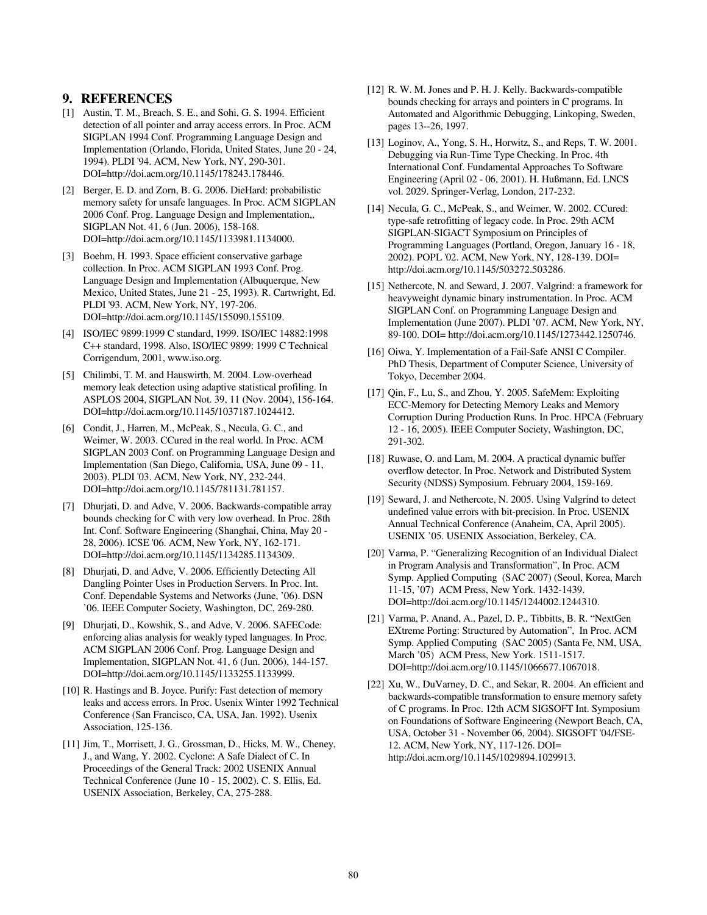## 9. REFERENCES

[1] Austin, T. M., Breach, S. E., and Sohi, G. S. 1994. Efficient detection of all pointer and array access errors. In Proc. ACM SIGPLAN 1994 Conf. Programming Language Design and Implementation (Orlando, Florida, United States, June 20 - 24, 1994). PLDI '94. ACM, New York, NY, 290-301. DOI=http://doi.acm.org/10.1145/178243.178446.

[2] Berger, E. D. and Zorn, B. G. 2006. DieHard: probabilistic memory safety for unsafe languages. In Proc. ACM SIGPLAN 2006 Conf. Prog. Language Design and Implementation,, SIGPLAN Not. 41, 6 (Jun. 2006), 158-168. DOI=http://doi.acm.org/10.1145/1133981.1134000.

[3] Boehm, H. 1993. Space efficient conservative garbage collection. In Proc. ACM SIGPLAN 1993 Conf. Prog. Language Design and Implementation (Albuquerque, New Mexico, United States, June 21 - 25, 1993). R. Cartwright, Ed. PLDI '93. ACM, New York, NY, 197-206. DOI=http://doi.acm.org/10.1145/155090.155109.

[4] ISO/IEC 9899:1999 C standard, 1999. ISO/IEC 14882:1998 C++ standard, 1998. Also, ISO/IEC 9899: 1999 C Technical Corrigendum, 2001, www.iso.org.

[5] Chilimbi, T. M. and Hauswirth, M. 2004. Low-overhead memory leak detection using adaptive statistical profiling. In ASPLOS 2004, SIGPLAN Not. 39, 11 (Nov. 2004), 156-164. DOI=http://doi.acm.org/10.1145/1037187.1024412.

[6] Condit, J., Harren, M., McPeak, S., Necula, G. C., and Weimer, W. 2003. CCured in the real world. In Proc. ACM SIGPLAN 2003 Conf. on Programming Language Design and Implementation (San Diego, California, USA, June 09 - 11, 2003). PLDI '03. ACM, New York, NY, 232-244. DOI=http://doi.acm.org/10.1145/781131.781157.

[7] Dhurjati, D. and Adve, V. 2006. Backwards-compatible array bounds checking for C with very low overhead. In Proc. 28th Int. Conf. Software Engineering (Shanghai, China, May 20 - 28, 2006). ICSE '06. ACM, New York, NY, 162-171. DOI=http://doi.acm.org/10.1145/1134285.1134309.

[8] Dhurjati, D. and Adve, V. 2006. Efficiently Detecting All Dangling Pointer Uses in Production Servers. In Proc. Int. Conf. Dependable Systems and Networks (June, '06). DSN '06. IEEE Computer Society, Washington, DC, 269-280.

[9] Dhurjati, D., Kowshik, S., and Adve, V. 2006. SAFECode: enforcing alias analysis for weakly typed languages. In Proc. ACM SIGPLAN 2006 Conf. Prog. Language Design and Implementation, SIGPLAN Not. 41, 6 (Jun. 2006), 144-157. DOI=http://doi.acm.org/10.1145/1133255.1133999.

[10] R. Hastings and B. Joyce. Purify: Fast detection of memory leaks and access errors. In Proc. Usenix Winter 1992 Technical Conference (San Francisco, CA, USA, Jan. 1992). Usenix Association, 125-136.

[11] Jim, T., Morrisett, J. G., Grossman, D., Hicks, M. W., Cheney, J., and Wang, Y. 2002. Cyclone: A Safe Dialect of C. In Proceedings of the General Track: 2002 USENIX Annual Technical Conference (June 10 - 15, 2002). C. S. Ellis, Ed. USENIX Association, Berkeley, CA, 275-288.

[12] R. W. M. Jones and P. H. J. Kelly. Backwards-compatible bounds checking for arrays and pointers in C programs. In Automated and Algorithmic Debugging, Linkoping, Sweden, pages 13--26, 1997.

[13] Loginov, A., Yong, S. H., Horwitz, S., and Reps, T. W. 2001. Debugging via Run-Time Type Checking. In Proc. 4th International Conf. Fundamental Approaches To Software Engineering (April 02 - 06, 2001). H. Hußmann, Ed. LNCS vol. 2029. Springer-Verlag, London, 217-232.

[14] Necula, G. C., McPeak, S., and Weimer, W. 2002. CCured: type-safe retrofitting of legacy code. In Proc. 29th ACM SIGPLAN-SIGACT Symposium on Principles of Programming Languages (Portland, Oregon, January 16 - 18, 2002). POPL '02. ACM, New York, NY, 128-139. DOI= http://doi.acm.org/10.1145/503272.503286.

[15] Nethercote, N. and Seward, J. 2007. Valgrind: a framework for heavyweight dynamic binary instrumentation. In Proc. ACM SIGPLAN Conf. on Programming Language Design and Implementation (June 2007). PLDI '07. ACM, New York, NY, 89-100. DOI= http://doi.acm.org/10.1145/1273442.1250746.

[16] Oiwa, Y. Implementation of a Fail-Safe ANSI C Compiler. PhD Thesis, Department of Computer Science, University of Tokyo, December 2004.

[17] Qin, F., Lu, S., and Zhou, Y. 2005. SafeMem: Exploiting ECC-Memory for Detecting Memory Leaks and Memory Corruption During Production Runs. In Proc. HPCA (February 12 - 16, 2005). IEEE Computer Society, Washington, DC, 291-302.

[18] Ruwase, O. and Lam, M. 2004. A practical dynamic buffer overflow detector. In Proc. Network and Distributed System Security (NDSS) Symposium. February 2004, 159-169.

[19] Seward, J. and Nethercote, N. 2005. Using Valgrind to detect undefined value errors with bit-precision. In Proc. USENIX Annual Technical Conference (Anaheim, CA, April 2005). USENIX '05. USENIX Association, Berkeley, CA.

[20] Varma, P. "Generalizing Recognition of an Individual Dialect in Program Analysis and Transformation", In Proc. ACM Symp. Applied Computing (SAC 2007) (Seoul, Korea, March 11-15, '07) ACM Press, New York. 1432-1439. DOI=http://doi.acm.org/10.1145/1244002.1244310.

[21] Varma, P. Anand, A., Pazel, D. P., Tibbitts, B. R. "NextGen EXtreme Porting: Structured by Automation", In Proc. ACM Symp. Applied Computing (SAC 2005) (Santa Fe, NM, USA, March '05) ACM Press, New York. 1511-1517. DOI=http://doi.acm.org/10.1145/1066677.1067018.

[22] Xu, W., DuVarney, D. C., and Sekar, R. 2004. An efficient and backwards-compatible transformation to ensure memory safety of C programs. In Proc. 12th ACM SIGSOFT Int. Symposium on Foundations of Software Engineering (Newport Beach, CA, USA, October 31 - November 06, 2004). SIGSOFT '04/FSE-12. ACM, New York, NY, 117-126. DOI= http://doi.acm.org/10.1145/1029894.1029913.